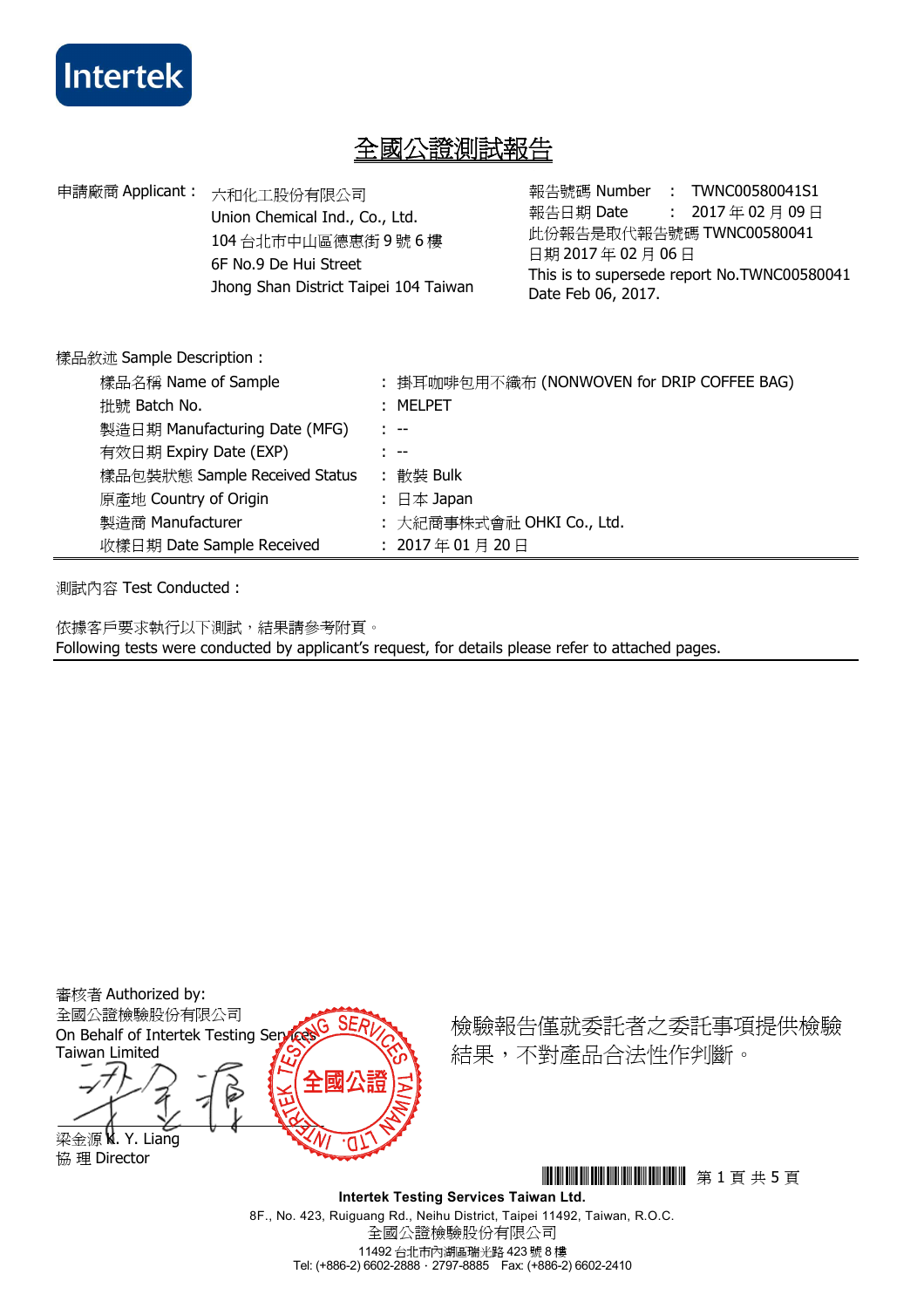Intertek

# 全國公證測試報告

申請廠商 Applicant： 六和化工股份有限公司
Union Chemical Ind., Co., Ltd.
104 台北市中山區德惠街 9 號 6 樓
6F No.9 De Hui Street
Jhong Shan District Taipei 104 Taiwan

報告號碼 Number ： TWNC00580041S1
報告日期 Date ： 2017 年 02 月 09 日
此份報告是取代報告號碼 TWNC00580041
日期 2017 年 02 月 06 日
This is to supersede report No.TWNC00580041
Date Feb 06, 2017.

樣品敘述 Sample Description：

| | |
|---|---|
| 樣品名稱 Name of Sample | ： 掛耳咖啡包用不織布 (NONWOVEN for DRIP COFFEE BAG) |
| 批號 Batch No. | ： MELPET |
| 製造日期 Manufacturing Date (MFG) | ： -- |
| 有效日期 Expiry Date (EXP) | ： -- |
| 樣品包裝狀態 Sample Received Status | ： 散裝 Bulk |
| 原產地 Country of Origin | ： 日本 Japan |
| 製造商 Manufacturer | ： 大紀商事株式會社 OHKI Co., Ltd. |
| 收樣日期 Date Sample Received | ： 2017 年 01 月 20 日 |

測試內容 Test Conducted：

依據客戶要求執行以下測試，結果請參考附頁。
Following tests were conducted by applicant's request, for details please refer to attached pages.

審核者 Authorized by:
全國公證檢驗股份有限公司
On Behalf of Intertek Testing Services Taiwan Limited

梁金源 K. Y. Liang
協 理 Director

檢驗報告僅就委託者之委託事項提供檢驗結果，不對產品合法性作判斷。

Intertek Testing Services Taiwan Ltd.
8F., No. 423, Ruiguang Rd., Neihu District, Taipei 11492, Taiwan, R.O.C.
全國公證檢驗股份有限公司
11492 台北市內湖區瑞光路 423 號 8 樓
Tel: (+886-2) 6602-2888．2797-8885 Fax: (+886-2) 6602-2410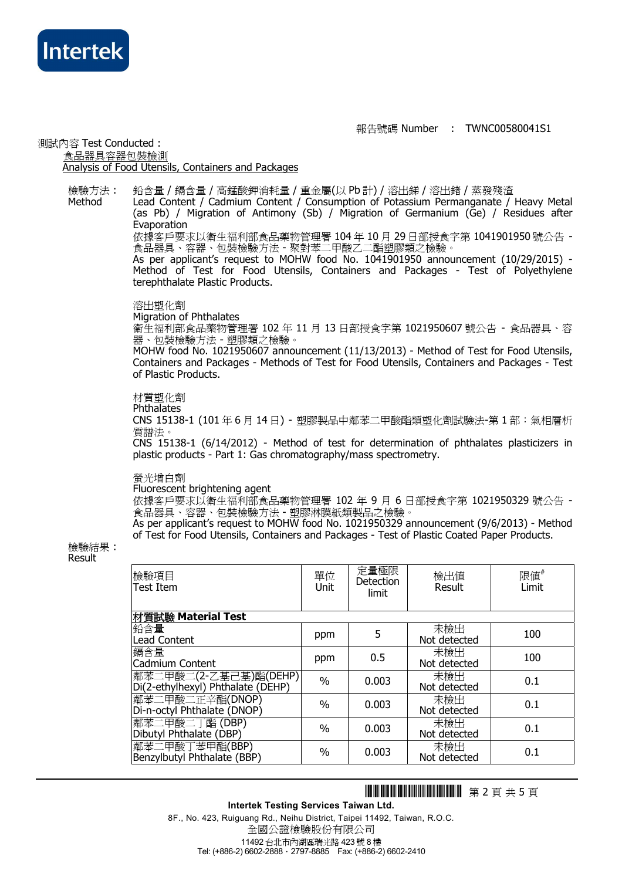報告號碼 Number ： TWNC00580041S1

測試內容 Test Conducted :

食品器具容器包裝檢測
Analysis of Food Utensils, Containers and Packages

檢驗方法： Method

鉛含量 / 鎘含量 / 高錳酸鉀消耗量 / 重金屬(以 Pb 計) / 溶出銻 / 溶出鍺 / 蒸發殘渣
Lead Content / Cadmium Content / Consumption of Potassium Permanganate / Heavy Metal (as Pb) / Migration of Antimony (Sb) / Migration of Germanium (Ge) / Residues after Evaporation
依據客戶要求以衛生福利部食品藥物管理署 104 年 10 月 29 日部授食字第 1041901950 號公告 - 食品器具、容器、包裝檢驗方法 - 聚對苯二甲酸乙二酯塑膠類之檢驗。
As per applicant's request to MOHW food No. 1041901950 announcement (10/29/2015) - Method of Test for Food Utensils, Containers and Packages - Test of Polyethylene terephthalate Plastic Products.

溶出塑化劑
Migration of Phthalates
衛生福利部食品藥物管理署 102 年 11 月 13 日部授食字第 1021950607 號公告 - 食品器具、容器、包裝檢驗方法 - 塑膠類之檢驗。
MOHW food No. 1021950607 announcement (11/13/2013) - Method of Test for Food Utensils, Containers and Packages - Methods of Test for Food Utensils, Containers and Packages - Test of Plastic Products.

材質塑化劑
Phthalates
CNS 15138-1 (101 年 6 月 14 日) - 塑膠製品中鄰苯二甲酸酯類塑化劑試驗法-第 1 部：氣相層析質譜法。
CNS 15138-1 (6/14/2012) - Method of test for determination of phthalates plasticizers in plastic products - Part 1: Gas chromatography/mass spectrometry.

螢光增白劑
Fluorescent brightening agent
依據客戶要求以衛生福利部食品藥物管理署 102 年 9 月 6 日部授食字第 1021950329 號公告 - 食品器具、容器、包裝檢驗方法 - 塑膠淋膜紙類製品之檢驗。
As per applicant's request to MOHW food No. 1021950329 announcement (9/6/2013) - Method of Test for Food Utensils, Containers and Packages - Test of Plastic Coated Paper Products.

檢驗結果：
Result

| 檢驗項目 Test Item | 單位 Unit | 定量極限 Detection limit | 檢出值 Result | 限值# Limit |
|---|---|---|---|---|
| **材質試驗 Material Test** | | | | |
| 鉛含量 Lead Content | ppm | 5 | 未檢出 Not detected | 100 |
| 鎘含量 Cadmium Content | ppm | 0.5 | 未檢出 Not detected | 100 |
| 鄰苯二甲酸二(2-乙基己基)酯(DEHP) Di(2-ethylhexyl) Phthalate (DEHP) | % | 0.003 | 未檢出 Not detected | 0.1 |
| 鄰苯二甲酸二正辛酯(DNOP) Di-n-octyl Phthalate (DNOP) | % | 0.003 | 未檢出 Not detected | 0.1 |
| 鄰苯二甲酸二丁酯 (DBP) Dibutyl Phthalate (DBP) | % | 0.003 | 未檢出 Not detected | 0.1 |
| 鄰苯二甲酸丁苯甲酯(BBP) Benzylbutyl Phthalate (BBP) | % | 0.003 | 未檢出 Not detected | 0.1 |

Intertek Testing Services Taiwan Ltd.
8F., No. 423, Ruiguang Rd., Neihu District, Taipei 11492, Taiwan, R.O.C.
全國公證檢驗股份有限公司
11492 台北市內湖區瑞光路 423 號 8 樓
Tel: (+886-2) 6602-2888．2797-8885 Fax: (+886-2) 6602-2410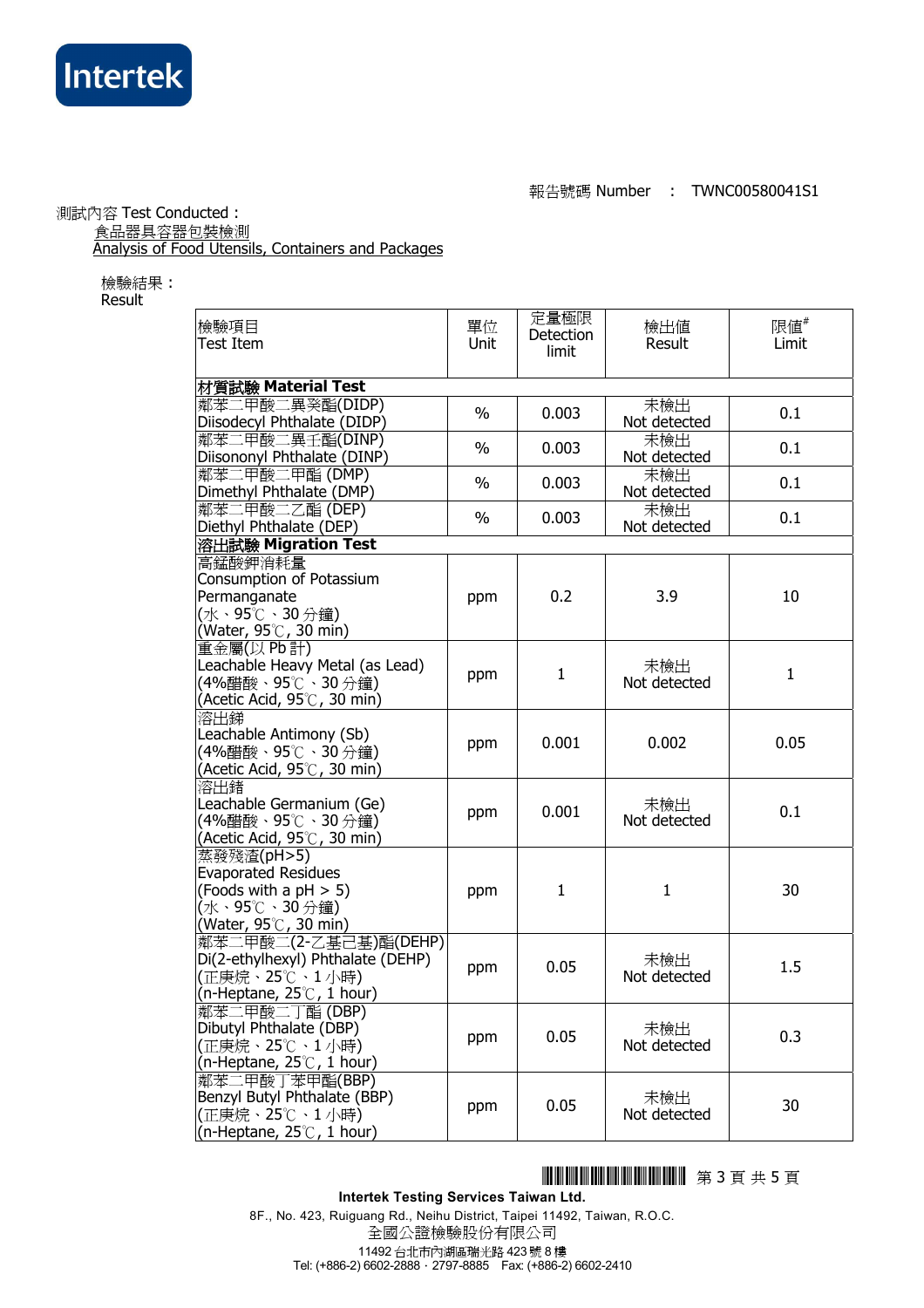報告號碼 Number : TWNC00580041S1

測試內容 Test Conducted：

食品器具容器包裝檢測
Analysis of Food Utensils, Containers and Packages

檢驗結果：
Result

| 檢驗項目 Test Item | 單位 Unit | 定量極限 Detection limit | 檢出值 Result | 限值# Limit |
|---|---|---|---|---|
| **材質試驗 Material Test** | | | | |
| 鄰苯二甲酸二異癸酯(DIDP) Diisodecyl Phthalate (DIDP) | % | 0.003 | 未檢出 Not detected | 0.1 |
| 鄰苯二甲酸二異壬酯(DINP) Diisononyl Phthalate (DINP) | % | 0.003 | 未檢出 Not detected | 0.1 |
| 鄰苯二甲酸二甲酯 (DMP) Dimethyl Phthalate (DMP) | % | 0.003 | 未檢出 Not detected | 0.1 |
| 鄰苯二甲酸二乙酯 (DEP) Diethyl Phthalate (DEP) | % | 0.003 | 未檢出 Not detected | 0.1 |
| **溶出試驗 Migration Test** | | | | |
| 高錳酸鉀消耗量 Consumption of Potassium Permanganate (水、95℃、30 分鐘) (Water, 95℃, 30 min) | ppm | 0.2 | 3.9 | 10 |
| 重金屬(以 Pb 計) Leachable Heavy Metal (as Lead) (4%醋酸、95℃、30 分鐘) (Acetic Acid, 95℃, 30 min) | ppm | 1 | 未檢出 Not detected | 1 |
| 溶出銻 Leachable Antimony (Sb) (4%醋酸、95℃、30 分鐘) (Acetic Acid, 95℃, 30 min) | ppm | 0.001 | 0.002 | 0.05 |
| 溶出鍺 Leachable Germanium (Ge) (4%醋酸、95℃、30 分鐘) (Acetic Acid, 95℃, 30 min) | ppm | 0.001 | 未檢出 Not detected | 0.1 |
| 蒸發殘渣(pH>5) Evaporated Residues (Foods with a pH > 5) (水、95℃、30 分鐘) (Water, 95℃, 30 min) | ppm | 1 | 1 | 30 |
| 鄰苯二甲酸二(2-乙基己基)酯(DEHP) Di(2-ethylhexyl) Phthalate (DEHP) (正庚烷、25℃、1 小時) (n-Heptane, 25℃, 1 hour) | ppm | 0.05 | 未檢出 Not detected | 1.5 |
| 鄰苯二甲酸二丁酯 (DBP) Dibutyl Phthalate (DBP) (正庚烷、25℃、1 小時) (n-Heptane, 25℃, 1 hour) | ppm | 0.05 | 未檢出 Not detected | 0.3 |
| 鄰苯二甲酸丁苯甲酯(BBP) Benzyl Butyl Phthalate (BBP) (正庚烷、25℃、1 小時) (n-Heptane, 25℃, 1 hour) | ppm | 0.05 | 未檢出 Not detected | 30 |

Intertek Testing Services Taiwan Ltd.
8F., No. 423, Ruiguang Rd., Neihu District, Taipei 11492, Taiwan, R.O.C.
全國公證檢驗股份有限公司
11492 台北市內湖區瑞光路 423 號 8 樓
Tel: (+886-2) 6602-2888．2797-8885 Fax: (+886-2) 6602-2410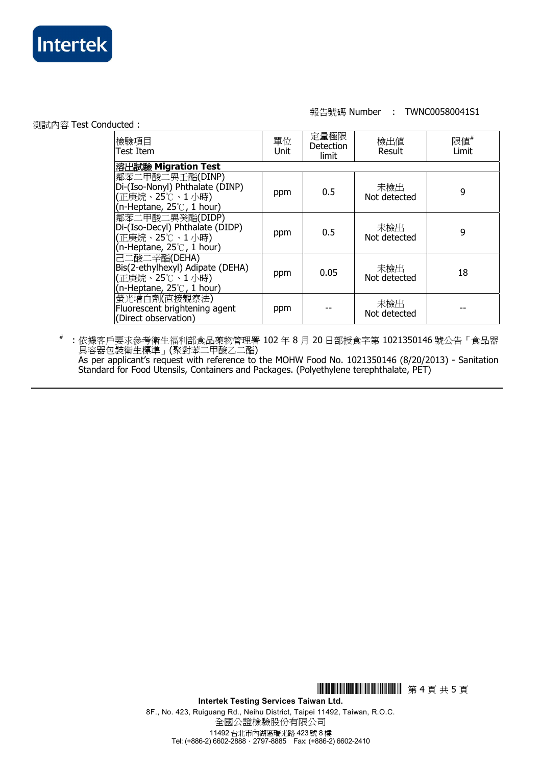報告號碼 Number : TWNC00580041S1

測試內容 Test Conducted :

| 檢驗項目<br>Test Item | 單位<br>Unit | 定量極限<br>Detection limit | 檢出值<br>Result | 限值#<br>Limit |
|---|---|---|---|---|
| **溶出試驗 Migration Test** | | | | |
| 鄰苯二甲酸二異壬酯(DINP)<br>Di-(Iso-Nonyl) Phthalate (DINP)<br>(正庚烷、25℃、1 小時)<br>(n-Heptane, 25℃, 1 hour) | ppm | 0.5 | 未檢出<br>Not detected | 9 |
| 鄰苯二甲酸二異癸酯(DIDP)<br>Di-(Iso-Decyl) Phthalate (DIDP)<br>(正庚烷、25℃、1 小時)<br>(n-Heptane, 25℃, 1 hour) | ppm | 0.5 | 未檢出<br>Not detected | 9 |
| 己二酸二辛酯(DEHA)<br>Bis(2-ethylhexyl) Adipate (DEHA)<br>(正庚烷、25℃、1 小時)<br>(n-Heptane, 25℃, 1 hour) | ppm | 0.05 | 未檢出<br>Not detected | 18 |
| 螢光增白劑(直接觀察法)<br>Fluorescent brightening agent<br>(Direct observation) | ppm | -- | 未檢出<br>Not detected | -- |

\# ：依據客戶要求參考衛生福利部食品藥物管理署 102 年 8 月 20 日部授食字第 1021350146 號公告「食品器具容器包裝衛生標準」(聚對苯二甲酸乙二酯)
As per applicant's request with reference to the MOHW Food No. 1021350146 (8/20/2013) - Sanitation Standard for Food Utensils, Containers and Packages. (Polyethylene terephthalate, PET)

---

**Intertek Testing Services Taiwan Ltd.**
8F., No. 423, Ruiguang Rd., Neihu District, Taipei 11492, Taiwan, R.O.C.
全國公證檢驗股份有限公司
11492 台北市內湖區瑞光路 423 號 8 樓
Tel: (+886-2) 6602-2888 · 2797-8885 Fax: (+886-2) 6602-2410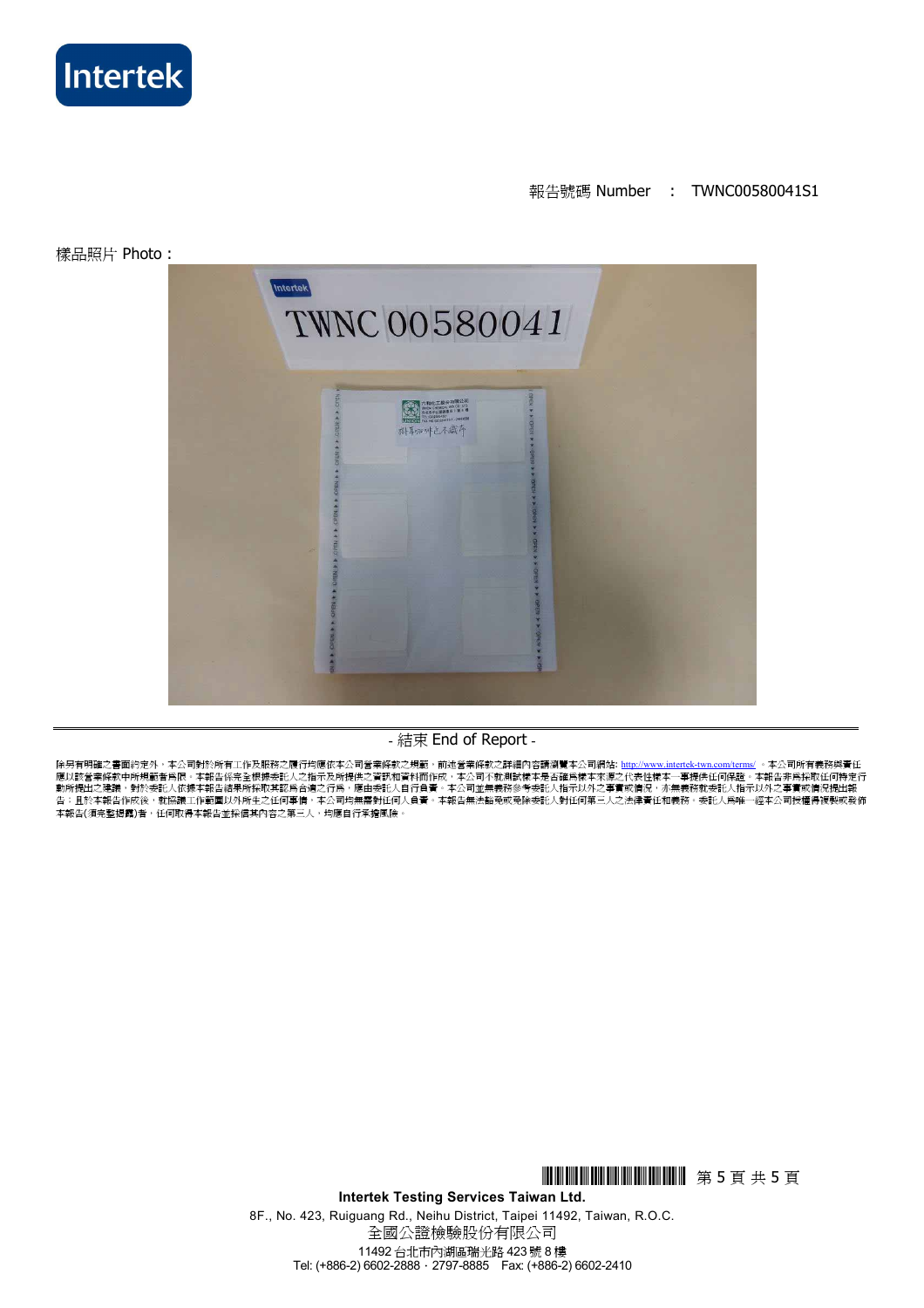報告號碼 Number ： TWNC00580041S1

樣品照片 Photo：

\- 結束 End of Report -

除另有明確之書面約定外，本公司對於所有工作及服務之履行均應依本公司營業條款之規範，前述營業條款之詳細內容請瀏覽本公司網站: http://www.intertek-twn.com/terms/ 。本公司所有義務與責任應以該營業條款中所規範者爲限。本報告係完全根據委託人之指示及所提供之資訊和資料而作成，本公司不就測試樣本是否確爲樣本來源之代表性樣本一事提供任何保證。本報告非爲採取任何特定行動所提出之建議，對於委託人依據本報告結果所採取其認爲合適之行爲，應由委託人自行負責。本公司並無義務參考委託人指示以外之事實或情況，亦無義務就委託人指示以外之事實或情況提出報告；且於本報告作成後，就協議工作範圍以外所生之任何事情，本公司均無需對任何人負責。本報告無法豁免或免除委託人對任何第三人之法律責任和義務。委託人爲唯一經本公司授權得複製或散佈本報告(須完整揭露)者，任何取得本報告並採信其內容之第三人，均應自行承擔風險。

**Intertek Testing Services Taiwan Ltd.**

8F., No. 423, Ruiguang Rd., Neihu District, Taipei 11492, Taiwan, R.O.C.

全國公證檢驗股份有限公司

11492 台北市內湖區瑞光路 423 號 8 樓

Tel: (+886-2) 6602-2888．2797-8885 Fax: (+886-2) 6602-2410